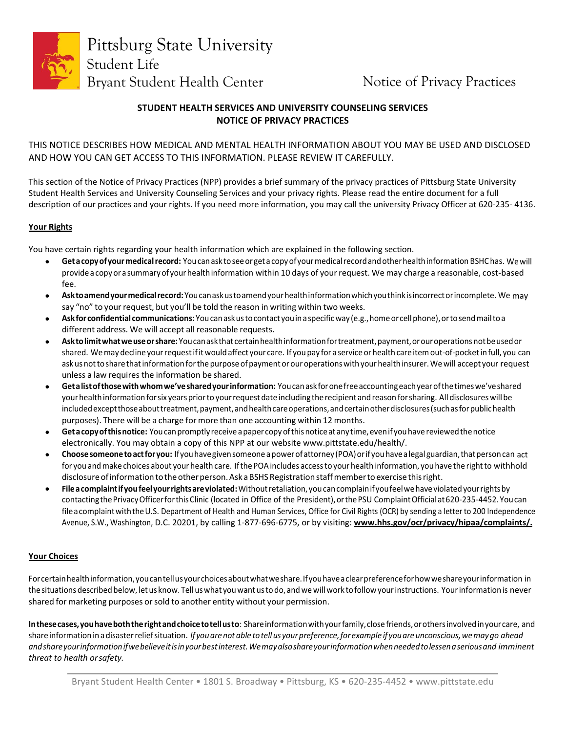Pittsburg State University
Student Life
Bryant Student Health Center

Notice of Privacy Practices

# STUDENT HEALTH SERVICES AND UNIVERSITY COUNSELING SERVICES NOTICE OF PRIVACY PRACTICES

THIS NOTICE DESCRIBES HOW MEDICAL AND MENTAL HEALTH INFORMATION ABOUT YOU MAY BE USED AND DISCLOSED AND HOW YOU CAN GET ACCESS TO THIS INFORMATION. PLEASE REVIEW IT CAREFULLY.

This section of the Notice of Privacy Practices (NPP) provides a brief summary of the privacy practices of Pittsburg State University Student Health Services and University Counseling Services and your privacy rights. Please read the entire document for a full description of our practices and your rights. If you need more information, you may call the university Privacy Officer at 620-235- 4136.

## Your Rights

You have certain rights regarding your health information which are explained in the following section.

- **Get a copy of your medical record:** You can ask to see or get a copy of your medical record and other health information BSHC has. We will provide a copy or a summary of your health information within 10 days of your request. We may charge a reasonable, cost-based fee.
- **Ask to amend your medical record:** You can ask us to amend your health information which you think is incorrect or incomplete. We may say "no" to your request, but you'll be told the reason in writing within two weeks.
- **Ask for confidential communications:** You can ask us to contact you in a specific way (e.g., home or cell phone), or to send mail to a different address. We will accept all reasonable requests.
- **Ask to limit what we use or share:** You can ask that certain health information for treatment, payment, or our operations not be used or shared. We may decline your request if it would affect your care. If you pay for a service or health care item out-of-pocket in full, you can ask us not to share that information for the purpose of payment or our operations with your health insurer. We will accept your request unless a law requires the information be shared.
- **Get a list of those with whom we've shared your information:** You can ask for one free accounting each year of the times we've shared your health information for six years prior to your request date including the recipient and reason for sharing. All disclosures will be included except those about treatment, payment, and health care operations, and certain other disclosures (such as for public health purposes). There will be a charge for more than one accounting within 12 months.
- **Get a copy of this notice:** You can promptly receive a paper copy of this notice at any time, even if you have reviewed the notice electronically. You may obtain a copy of this NPP at our website www.pittstate.edu/health/.
- **Choose someone to act for you:** If you have given someone a power of attorney (POA) or if you have a legal guardian, that person can act for you and make choices about your health care. If the POA includes access to your health information, you have the right to withhold disclosure of information to the other person. Ask a BSHS Registration staff member to exercise this right.
- **File a complaint if you feel your rights are violated:** Without retaliation, you can complain if you feel we have violated your rights by contacting the Privacy Officer for this Clinic (located in Office of the President), or the PSU Complaint Official at 620-235-4452. You can file a complaint with the U.S. Department of Health and Human Services, Office for Civil Rights (OCR) by sending a letter to 200 Independence Avenue, S.W., Washington, D.C. 20201, by calling 1-877-696-6775, or by visiting: **www.hhs.gov/ocr/privacy/hipaa/complaints/.**

## Your Choices

For certain health information, you can tell us your choices about what we share. If you have a clear preference for how we share your information in the situations described below, let us know. Tell us what you want us to do, and we will work to follow your instructions. Your information is never shared for marketing purposes or sold to another entity without your permission.

**In these cases, you have both the right and choice to tell us to**: Share information with your family, close friends, or others involved in your care, and share information in a disaster relief situation. *If you are not able to tell us your preference, for example if you are unconscious, we may go ahead and share your information if we believe it is in your best interest. We may also share your information when needed to lessen a serious and imminent threat to health or safety.*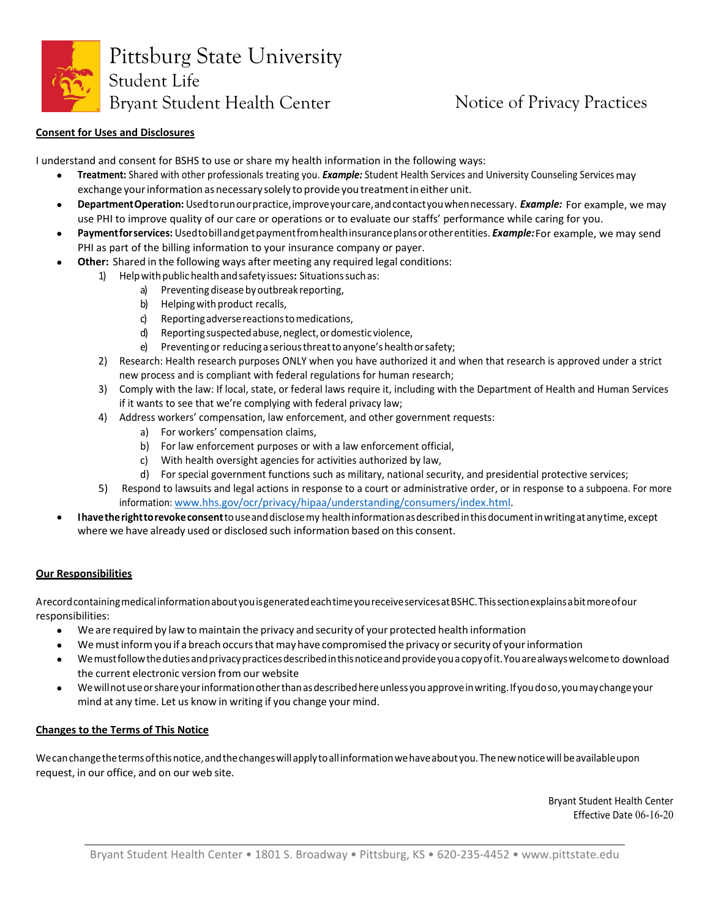Pittsburg State University
Student Life
Bryant Student Health Center

Notice of Privacy Practices

**Consent for Uses and Disclosures**

I understand and consent for BSHS to use or share my health information in the following ways:

- **Treatment:** Shared with other professionals treating you. ***Example:*** Student Health Services and University Counseling Services may exchange your information as necessary solely to provide you treatment in either unit.
- **Department Operation:** Used to run our practice, improve your care, and contact you when necessary. ***Example:*** For example, we may use PHI to improve quality of our care or operations or to evaluate our staffs' performance while caring for you.
- **Payment for services:** Used to bill and get payment from health insurance plans or other entities. ***Example:*** For example, we may send PHI as part of the billing information to your insurance company or payer.
- **Other:** Shared in the following ways after meeting any required legal conditions:
    1) Help with public health and safety issues**:** Situations such as:
        a) Preventing disease by outbreak reporting,
        b) Helping with product recalls,
        c) Reporting adverse reactions to medications,
        d) Reporting suspected abuse, neglect, or domestic violence,
        e) Preventing or reducing a serious threat to anyone's health or safety;
    2) Research: Health research purposes ONLY when you have authorized it and when that research is approved under a strict new process and is compliant with federal regulations for human research;
    3) Comply with the law: If local, state, or federal laws require it, including with the Department of Health and Human Services if it wants to see that we're complying with federal privacy law;
    4) Address workers' compensation, law enforcement, and other government requests:
        a) For workers' compensation claims,
        b) For law enforcement purposes or with a law enforcement official,
        c) With health oversight agencies for activities authorized by law,
        d) For special government functions such as military, national security, and presidential protective services;
    5) Respond to lawsuits and legal actions in response to a court or administrative order, or in response to a subpoena. For more information: www.hhs.gov/ocr/privacy/hipaa/understanding/consumers/index.html.
- **I have the right to revoke consent** to use and disclose my health information as described in this document in writing at any time, except where we have already used or disclosed such information based on this consent.

**Our Responsibilities**

A record containing medical information about you is generated each time you receive services at BSHC. This section explains a bit more of our responsibilities:

- We are required by law to maintain the privacy and security of your protected health information
- We must inform you if a breach occurs that may have compromised the privacy or security of your information
- We must follow the duties and privacy practices described in this notice and provide you a copy of it. You are always welcome to download the current electronic version from our website
- We will not use or share your information other than as described here unless you approve in writing. If you do so, you may change your mind at any time. Let us know in writing if you change your mind.

**Changes to the Terms of This Notice**

We can change the terms of this notice, and the changes will apply to all information we have about you. The new notice will be available upon request, in our office, and on our web site.

Bryant Student Health Center
Effective Date 06-16-20

Bryant Student Health Center • 1801 S. Broadway • Pittsburg, KS • 620-235-4452 • www.pittstate.edu